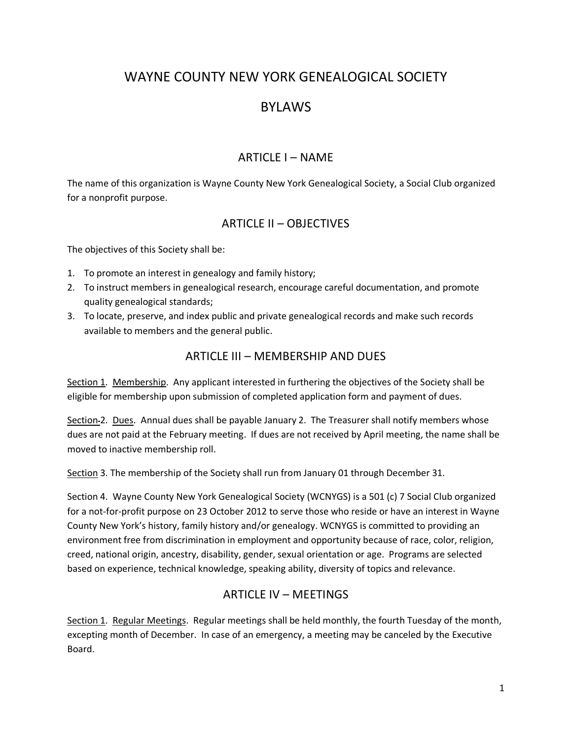# WAYNE COUNTY NEW YORK GENEALOGICAL SOCIETY

# BYLAWS

## ARTICLE I – NAME

The name of this organization is Wayne County New York Genealogical Society, a Social Club organized for a nonprofit purpose.

## ARTICLE II – OBJECTIVES

The objectives of this Society shall be:

1. To promote an interest in genealogy and family history;
2. To instruct members in genealogical research, encourage careful documentation, and promote quality genealogical standards;
3. To locate, preserve, and index public and private genealogical records and make such records available to members and the general public.

## ARTICLE III – MEMBERSHIP AND DUES

Section 1. Membership. Any applicant interested in furthering the objectives of the Society shall be eligible for membership upon submission of completed application form and payment of dues.

Section-2. Dues. Annual dues shall be payable January 2. The Treasurer shall notify members whose dues are not paid at the February meeting. If dues are not received by April meeting, the name shall be moved to inactive membership roll.

Section 3. The membership of the Society shall run from January 01 through December 31.

Section 4. Wayne County New York Genealogical Society (WCNYGS) is a 501 (c) 7 Social Club organized for a not-for-profit purpose on 23 October 2012 to serve those who reside or have an interest in Wayne County New York's history, family history and/or genealogy. WCNYGS is committed to providing an environment free from discrimination in employment and opportunity because of race, color, religion, creed, national origin, ancestry, disability, gender, sexual orientation or age. Programs are selected based on experience, technical knowledge, speaking ability, diversity of topics and relevance.

## ARTICLE IV – MEETINGS

Section 1. Regular Meetings. Regular meetings shall be held monthly, the fourth Tuesday of the month, excepting month of December. In case of an emergency, a meeting may be canceled by the Executive Board.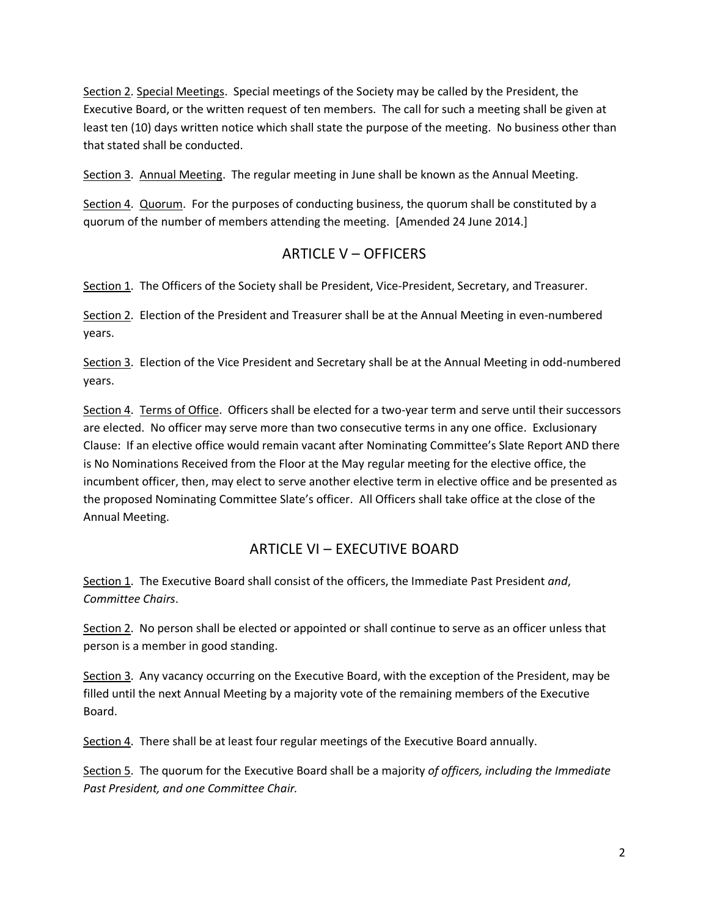<u>Section 2</u>. <u>Special Meetings</u>. Special meetings of the Society may be called by the President, the Executive Board, or the written request of ten members. The call for such a meeting shall be given at least ten (10) days written notice which shall state the purpose of the meeting. No business other than that stated shall be conducted.

<u>Section 3</u>. <u>Annual Meeting</u>. The regular meeting in June shall be known as the Annual Meeting.

<u>Section 4</u>. <u>Quorum</u>. For the purposes of conducting business, the quorum shall be constituted by a quorum of the number of members attending the meeting. [Amended 24 June 2014.]

## ARTICLE V – OFFICERS

<u>Section 1</u>. The Officers of the Society shall be President, Vice-President, Secretary, and Treasurer.

<u>Section 2</u>. Election of the President and Treasurer shall be at the Annual Meeting in even-numbered years.

<u>Section 3</u>. Election of the Vice President and Secretary shall be at the Annual Meeting in odd-numbered years.

<u>Section 4</u>. <u>Terms of Office</u>. Officers shall be elected for a two-year term and serve until their successors are elected. No officer may serve more than two consecutive terms in any one office. Exclusionary Clause: If an elective office would remain vacant after Nominating Committee's Slate Report AND there is No Nominations Received from the Floor at the May regular meeting for the elective office, the incumbent officer, then, may elect to serve another elective term in elective office and be presented as the proposed Nominating Committee Slate's officer. All Officers shall take office at the close of the Annual Meeting.

## ARTICLE VI – EXECUTIVE BOARD

<u>Section 1</u>. The Executive Board shall consist of the officers, the Immediate Past President *and*, *Committee Chairs*.

<u>Section 2</u>. No person shall be elected or appointed or shall continue to serve as an officer unless that person is a member in good standing.

<u>Section 3</u>. Any vacancy occurring on the Executive Board, with the exception of the President, may be filled until the next Annual Meeting by a majority vote of the remaining members of the Executive Board.

<u>Section 4</u>. There shall be at least four regular meetings of the Executive Board annually.

<u>Section 5</u>. The quorum for the Executive Board shall be a majority *of officers, including the Immediate Past President, and one Committee Chair.*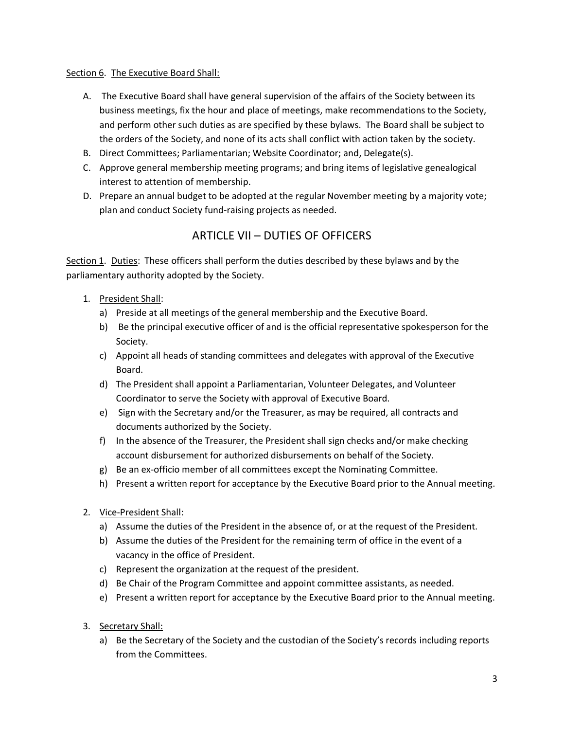Section 6. The Executive Board Shall:

A. The Executive Board shall have general supervision of the affairs of the Society between its business meetings, fix the hour and place of meetings, make recommendations to the Society, and perform other such duties as are specified by these bylaws. The Board shall be subject to the orders of the Society, and none of its acts shall conflict with action taken by the society.
B. Direct Committees; Parliamentarian; Website Coordinator; and, Delegate(s).
C. Approve general membership meeting programs; and bring items of legislative genealogical interest to attention of membership.
D. Prepare an annual budget to be adopted at the regular November meeting by a majority vote; plan and conduct Society fund-raising projects as needed.

## ARTICLE VII – DUTIES OF OFFICERS

Section 1. Duties: These officers shall perform the duties described by these bylaws and by the parliamentary authority adopted by the Society.

1. President Shall:
   a) Preside at all meetings of the general membership and the Executive Board.
   b) Be the principal executive officer of and is the official representative spokesperson for the Society.
   c) Appoint all heads of standing committees and delegates with approval of the Executive Board.
   d) The President shall appoint a Parliamentarian, Volunteer Delegates, and Volunteer Coordinator to serve the Society with approval of Executive Board.
   e) Sign with the Secretary and/or the Treasurer, as may be required, all contracts and documents authorized by the Society.
   f) In the absence of the Treasurer, the President shall sign checks and/or make checking account disbursement for authorized disbursements on behalf of the Society.
   g) Be an ex-officio member of all committees except the Nominating Committee.
   h) Present a written report for acceptance by the Executive Board prior to the Annual meeting.

2. Vice-President Shall:
   a) Assume the duties of the President in the absence of, or at the request of the President.
   b) Assume the duties of the President for the remaining term of office in the event of a vacancy in the office of President.
   c) Represent the organization at the request of the president.
   d) Be Chair of the Program Committee and appoint committee assistants, as needed.
   e) Present a written report for acceptance by the Executive Board prior to the Annual meeting.

3. Secretary Shall:
   a) Be the Secretary of the Society and the custodian of the Society's records including reports from the Committees.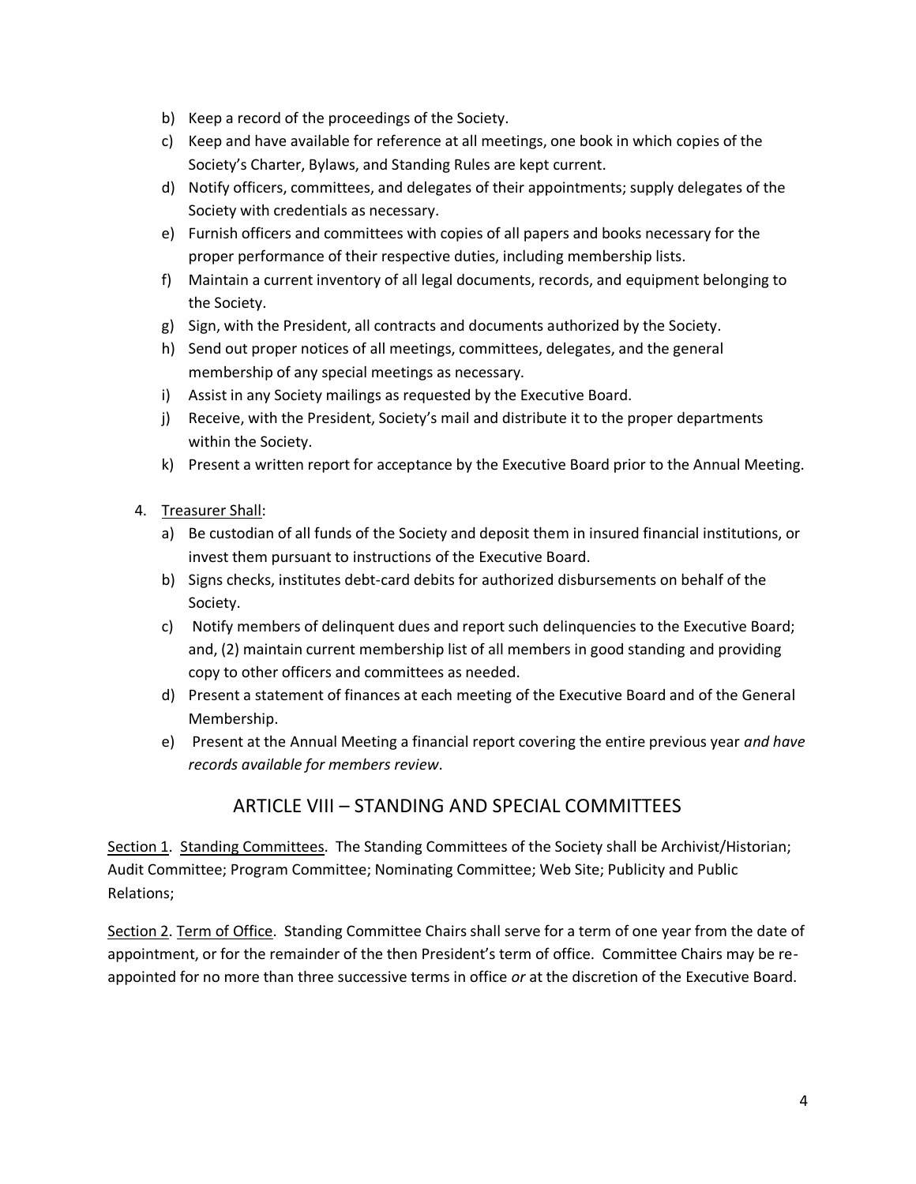b) Keep a record of the proceedings of the Society.
c) Keep and have available for reference at all meetings, one book in which copies of the Society's Charter, Bylaws, and Standing Rules are kept current.
d) Notify officers, committees, and delegates of their appointments; supply delegates of the Society with credentials as necessary.
e) Furnish officers and committees with copies of all papers and books necessary for the proper performance of their respective duties, including membership lists.
f) Maintain a current inventory of all legal documents, records, and equipment belonging to the Society.
g) Sign, with the President, all contracts and documents authorized by the Society.
h) Send out proper notices of all meetings, committees, delegates, and the general membership of any special meetings as necessary.
i) Assist in any Society mailings as requested by the Executive Board.
j) Receive, with the President, Society's mail and distribute it to the proper departments within the Society.
k) Present a written report for acceptance by the Executive Board prior to the Annual Meeting.

4. Treasurer Shall:
   a) Be custodian of all funds of the Society and deposit them in insured financial institutions, or invest them pursuant to instructions of the Executive Board.
   b) Signs checks, institutes debt-card debits for authorized disbursements on behalf of the Society.
   c) Notify members of delinquent dues and report such delinquencies to the Executive Board; and, (2) maintain current membership list of all members in good standing and providing copy to other officers and committees as needed.
   d) Present a statement of finances at each meeting of the Executive Board and of the General Membership.
   e) Present at the Annual Meeting a financial report covering the entire previous year *and have records available for members review*.

## ARTICLE VIII – STANDING AND SPECIAL COMMITTEES

Section 1. Standing Committees. The Standing Committees of the Society shall be Archivist/Historian; Audit Committee; Program Committee; Nominating Committee; Web Site; Publicity and Public Relations;

Section 2. Term of Office. Standing Committee Chairs shall serve for a term of one year from the date of appointment, or for the remainder of the then President's term of office. Committee Chairs may be re-appointed for no more than three successive terms in office *or* at the discretion of the Executive Board.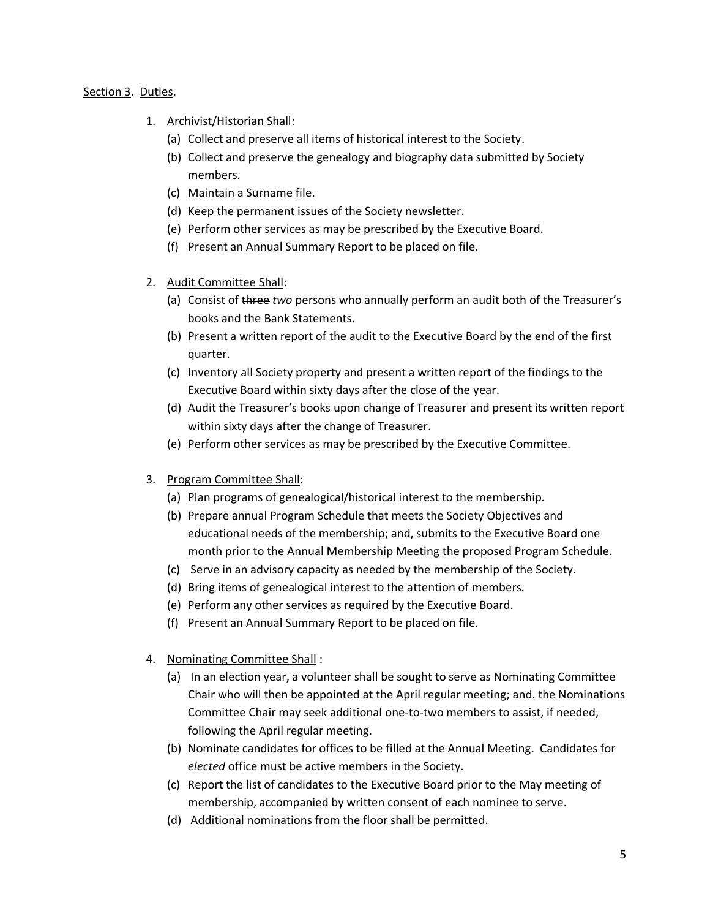Section 3. Duties.

1. Archivist/Historian Shall:
   (a) Collect and preserve all items of historical interest to the Society.
   (b) Collect and preserve the genealogy and biography data submitted by Society members.
   (c) Maintain a Surname file.
   (d) Keep the permanent issues of the Society newsletter.
   (e) Perform other services as may be prescribed by the Executive Board.
   (f) Present an Annual Summary Report to be placed on file.

2. Audit Committee Shall:
   (a) Consist of ~~three~~ *two* persons who annually perform an audit both of the Treasurer's books and the Bank Statements.
   (b) Present a written report of the audit to the Executive Board by the end of the first quarter.
   (c) Inventory all Society property and present a written report of the findings to the Executive Board within sixty days after the close of the year.
   (d) Audit the Treasurer's books upon change of Treasurer and present its written report within sixty days after the change of Treasurer.
   (e) Perform other services as may be prescribed by the Executive Committee.

3. Program Committee Shall:
   (a) Plan programs of genealogical/historical interest to the membership.
   (b) Prepare annual Program Schedule that meets the Society Objectives and educational needs of the membership; and, submits to the Executive Board one month prior to the Annual Membership Meeting the proposed Program Schedule.
   (c) Serve in an advisory capacity as needed by the membership of the Society.
   (d) Bring items of genealogical interest to the attention of members.
   (e) Perform any other services as required by the Executive Board.
   (f) Present an Annual Summary Report to be placed on file.

4. Nominating Committee Shall :
   (a) In an election year, a volunteer shall be sought to serve as Nominating Committee Chair who will then be appointed at the April regular meeting; and. the Nominations Committee Chair may seek additional one-to-two members to assist, if needed, following the April regular meeting.
   (b) Nominate candidates for offices to be filled at the Annual Meeting. Candidates for *elected* office must be active members in the Society.
   (c) Report the list of candidates to the Executive Board prior to the May meeting of membership, accompanied by written consent of each nominee to serve.
   (d) Additional nominations from the floor shall be permitted.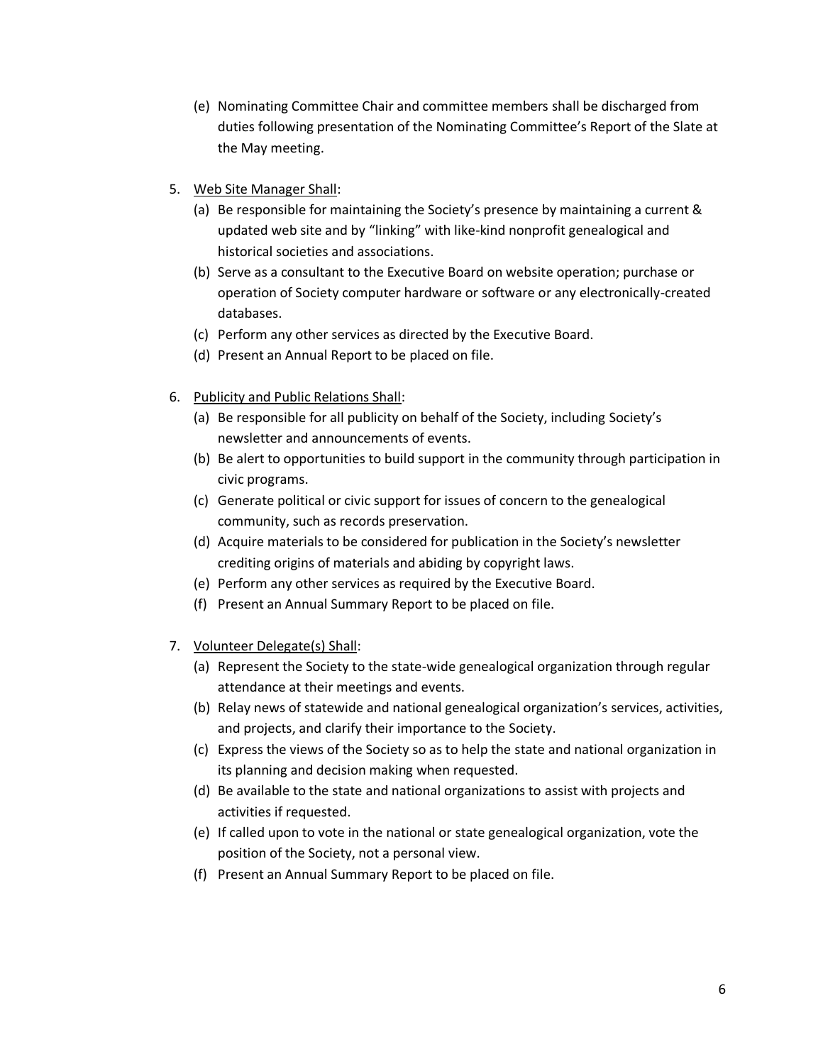(e) Nominating Committee Chair and committee members shall be discharged from duties following presentation of the Nominating Committee's Report of the Slate at the May meeting.

5. <u>Web Site Manager Shall</u>:
   (a) Be responsible for maintaining the Society's presence by maintaining a current & updated web site and by "linking" with like-kind nonprofit genealogical and historical societies and associations.
   (b) Serve as a consultant to the Executive Board on website operation; purchase or operation of Society computer hardware or software or any electronically-created databases.
   (c) Perform any other services as directed by the Executive Board.
   (d) Present an Annual Report to be placed on file.

6. <u>Publicity and Public Relations Shall</u>:
   (a) Be responsible for all publicity on behalf of the Society, including Society's newsletter and announcements of events.
   (b) Be alert to opportunities to build support in the community through participation in civic programs.
   (c) Generate political or civic support for issues of concern to the genealogical community, such as records preservation.
   (d) Acquire materials to be considered for publication in the Society's newsletter crediting origins of materials and abiding by copyright laws.
   (e) Perform any other services as required by the Executive Board.
   (f) Present an Annual Summary Report to be placed on file.

7. <u>Volunteer Delegate(s) Shall</u>:
   (a) Represent the Society to the state-wide genealogical organization through regular attendance at their meetings and events.
   (b) Relay news of statewide and national genealogical organization's services, activities, and projects, and clarify their importance to the Society.
   (c) Express the views of the Society so as to help the state and national organization in its planning and decision making when requested.
   (d) Be available to the state and national organizations to assist with projects and activities if requested.
   (e) If called upon to vote in the national or state genealogical organization, vote the position of the Society, not a personal view.
   (f) Present an Annual Summary Report to be placed on file.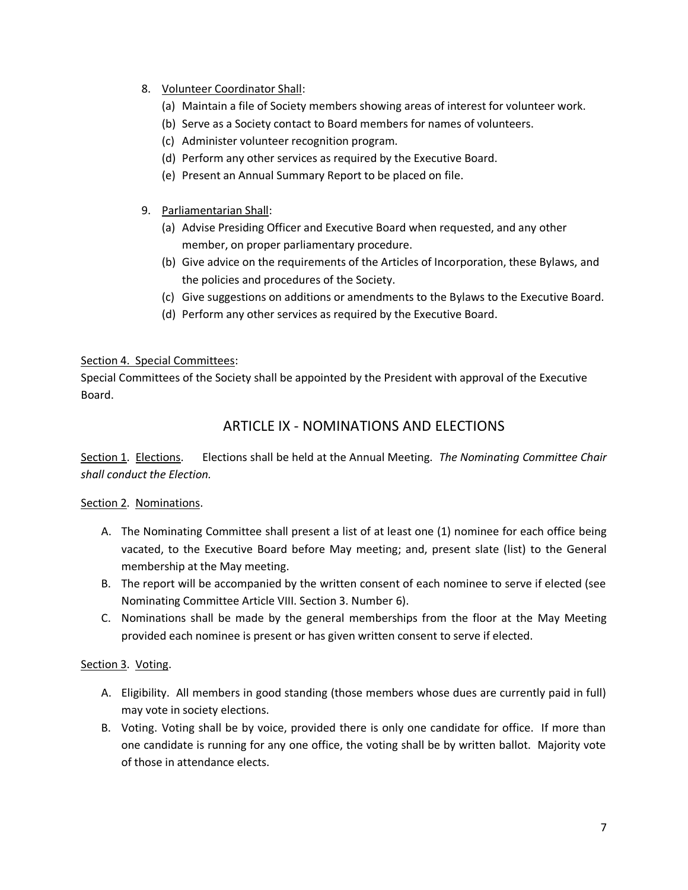8. Volunteer Coordinator Shall:
   (a) Maintain a file of Society members showing areas of interest for volunteer work.
   (b) Serve as a Society contact to Board members for names of volunteers.
   (c) Administer volunteer recognition program.
   (d) Perform any other services as required by the Executive Board.
   (e) Present an Annual Summary Report to be placed on file.

9. Parliamentarian Shall:
   (a) Advise Presiding Officer and Executive Board when requested, and any other member, on proper parliamentary procedure.
   (b) Give advice on the requirements of the Articles of Incorporation, these Bylaws, and the policies and procedures of the Society.
   (c) Give suggestions on additions or amendments to the Bylaws to the Executive Board.
   (d) Perform any other services as required by the Executive Board.

Section 4. Special Committees:
Special Committees of the Society shall be appointed by the President with approval of the Executive Board.

## ARTICLE IX - NOMINATIONS AND ELECTIONS

Section 1. Elections. Elections shall be held at the Annual Meeting. *The Nominating Committee Chair shall conduct the Election.*

Section 2. Nominations.

A. The Nominating Committee shall present a list of at least one (1) nominee for each office being vacated, to the Executive Board before May meeting; and, present slate (list) to the General membership at the May meeting.
B. The report will be accompanied by the written consent of each nominee to serve if elected (see Nominating Committee Article VIII. Section 3. Number 6).
C. Nominations shall be made by the general memberships from the floor at the May Meeting provided each nominee is present or has given written consent to serve if elected.

Section 3. Voting.

A. Eligibility. All members in good standing (those members whose dues are currently paid in full) may vote in society elections.
B. Voting. Voting shall be by voice, provided there is only one candidate for office. If more than one candidate is running for any one office, the voting shall be by written ballot. Majority vote of those in attendance elects.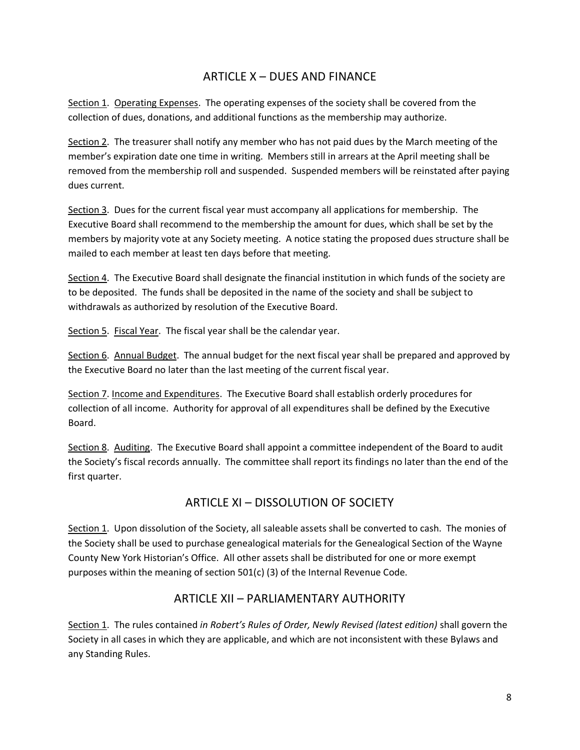## ARTICLE X – DUES AND FINANCE

<u>Section 1</u>. <u>Operating Expenses</u>. The operating expenses of the society shall be covered from the collection of dues, donations, and additional functions as the membership may authorize.

<u>Section 2</u>. The treasurer shall notify any member who has not paid dues by the March meeting of the member's expiration date one time in writing. Members still in arrears at the April meeting shall be removed from the membership roll and suspended. Suspended members will be reinstated after paying dues current.

<u>Section 3</u>. Dues for the current fiscal year must accompany all applications for membership. The Executive Board shall recommend to the membership the amount for dues, which shall be set by the members by majority vote at any Society meeting. A notice stating the proposed dues structure shall be mailed to each member at least ten days before that meeting.

<u>Section 4</u>. The Executive Board shall designate the financial institution in which funds of the society are to be deposited. The funds shall be deposited in the name of the society and shall be subject to withdrawals as authorized by resolution of the Executive Board.

<u>Section 5</u>. <u>Fiscal Year</u>. The fiscal year shall be the calendar year.

<u>Section 6</u>. <u>Annual Budget</u>. The annual budget for the next fiscal year shall be prepared and approved by the Executive Board no later than the last meeting of the current fiscal year.

<u>Section 7</u>. <u>Income and Expenditures</u>. The Executive Board shall establish orderly procedures for collection of all income. Authority for approval of all expenditures shall be defined by the Executive Board.

<u>Section 8</u>. <u>Auditing</u>. The Executive Board shall appoint a committee independent of the Board to audit the Society's fiscal records annually. The committee shall report its findings no later than the end of the first quarter.

## ARTICLE XI – DISSOLUTION OF SOCIETY

<u>Section 1</u>. Upon dissolution of the Society, all saleable assets shall be converted to cash. The monies of the Society shall be used to purchase genealogical materials for the Genealogical Section of the Wayne County New York Historian's Office. All other assets shall be distributed for one or more exempt purposes within the meaning of section 501(c) (3) of the Internal Revenue Code.

## ARTICLE XII – PARLIAMENTARY AUTHORITY

<u>Section 1</u>. The rules contained *in Robert's Rules of Order, Newly Revised (latest edition)* shall govern the Society in all cases in which they are applicable, and which are not inconsistent with these Bylaws and any Standing Rules.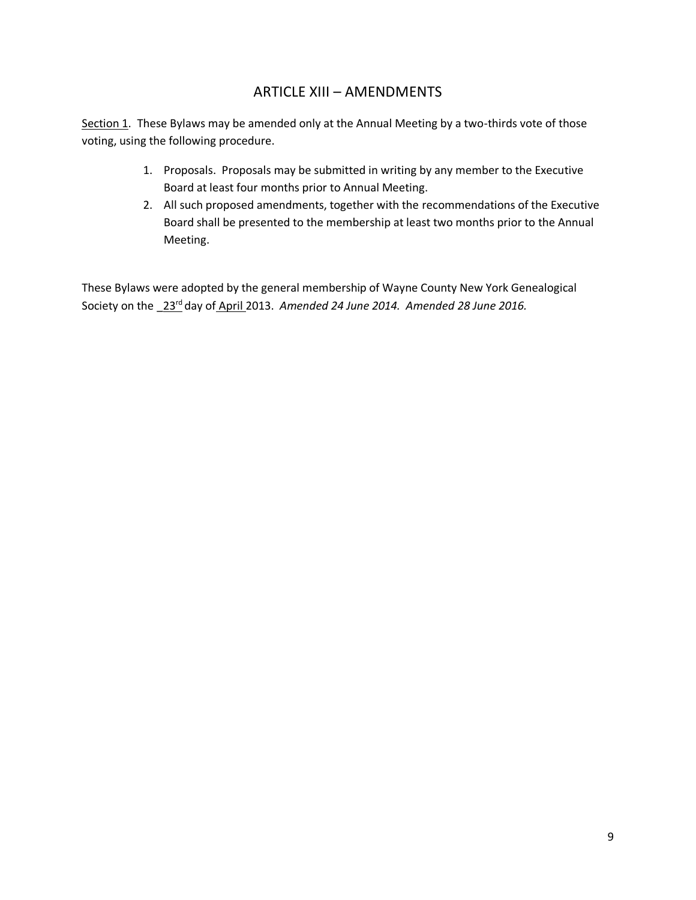## ARTICLE XIII – AMENDMENTS

Section 1. These Bylaws may be amended only at the Annual Meeting by a two-thirds vote of those voting, using the following procedure.

1. Proposals. Proposals may be submitted in writing by any member to the Executive Board at least four months prior to Annual Meeting.
2. All such proposed amendments, together with the recommendations of the Executive Board shall be presented to the membership at least two months prior to the Annual Meeting.

These Bylaws were adopted by the general membership of Wayne County New York Genealogical Society on the _23rd day of April 2013. *Amended 24 June 2014. Amended 28 June 2016.*